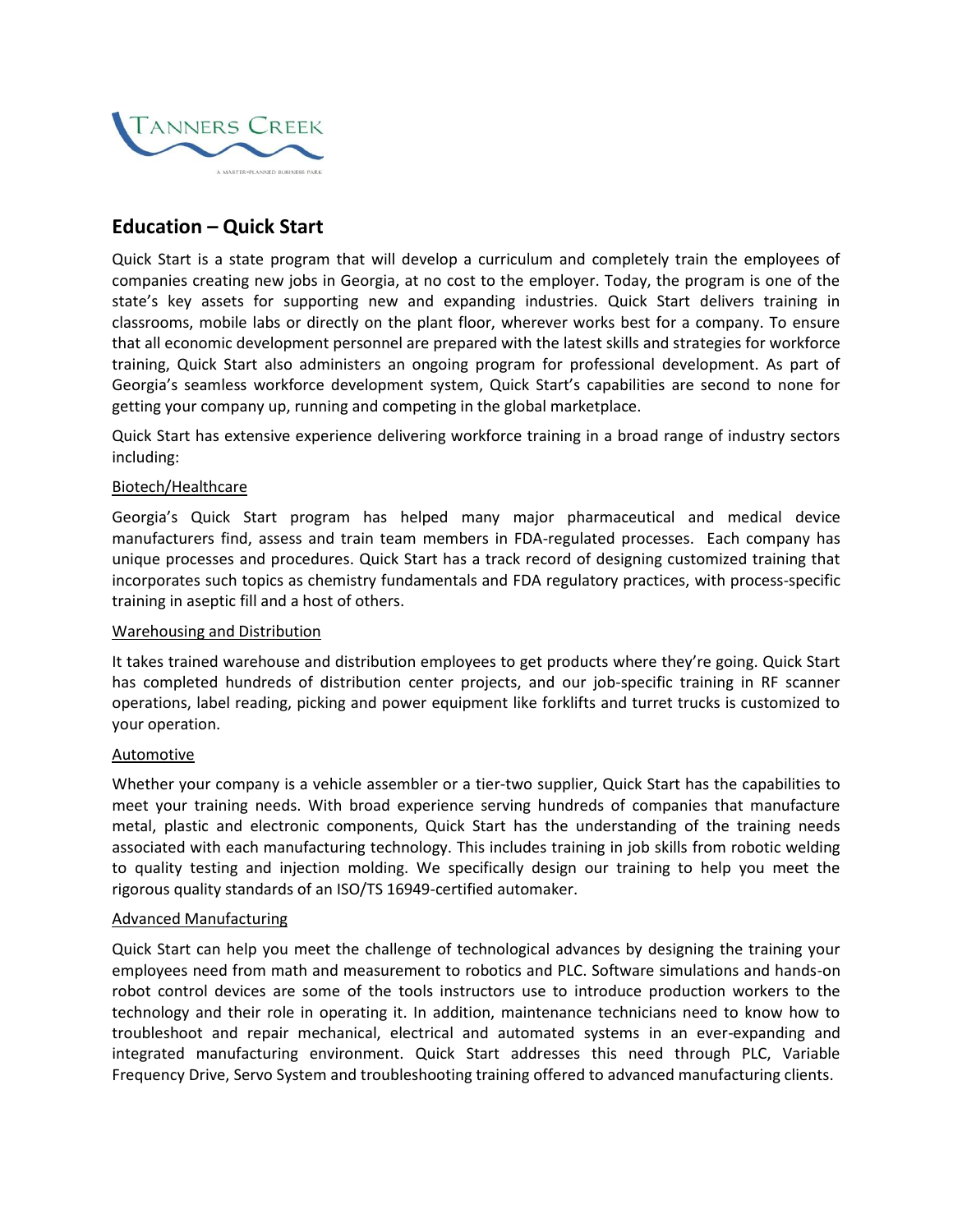## Education – Quick Start

Quick Start is a state program that will develop a curriculum and completely train the employees of companies creating new jobs in Georgia, at no cost to the employer. Today, the program is one of the state's key assets for supporting new and expanding industries. Quick Start delivers training in classrooms, mobile labs or directly on the plant floor, wherever works best for a company. To ensure that all economic development personnel are prepared with the latest skills and strategies for workforce training, Quick Start also administers an ongoing program for professional development. As part of Georgia's seamless workforce development system, Quick Start's capabilities are second to none for getting your company up, running and competing in the global marketplace.

Quick Start has extensive experience delivering workforce training in a broad range of industry sectors including:

Biotech/Healthcare

Georgia's Quick Start program has helped many major pharmaceutical and medical device manufacturers find, assess and train team members in FDA-regulated processes. Each company has unique processes and procedures. Quick Start has a track record of designing customized training that incorporates such topics as chemistry fundamentals and FDA regulatory practices, with process-specific training in aseptic fill and a host of others.

Warehousing and Distribution

It takes trained warehouse and distribution employees to get products where they're going. Quick Start has completed hundreds of distribution center projects, and our job-specific training in RF scanner operations, label reading, picking and power equipment like forklifts and turret trucks is customized to your operation.

Automotive

Whether your company is a vehicle assembler or a tier-two supplier, Quick Start has the capabilities to meet your training needs. With broad experience serving hundreds of companies that manufacture metal, plastic and electronic components, Quick Start has the understanding of the training needs associated with each manufacturing technology. This includes training in job skills from robotic welding to quality testing and injection molding. We specifically design our training to help you meet the rigorous quality standards of an ISO/TS 16949-certified automaker.

Advanced Manufacturing

Quick Start can help you meet the challenge of technological advances by designing the training your employees need from math and measurement to robotics and PLC. Software simulations and hands-on robot control devices are some of the tools instructors use to introduce production workers to the technology and their role in operating it. In addition, maintenance technicians need to know how to troubleshoot and repair mechanical, electrical and automated systems in an ever-expanding and integrated manufacturing environment. Quick Start addresses this need through PLC, Variable Frequency Drive, Servo System and troubleshooting training offered to advanced manufacturing clients.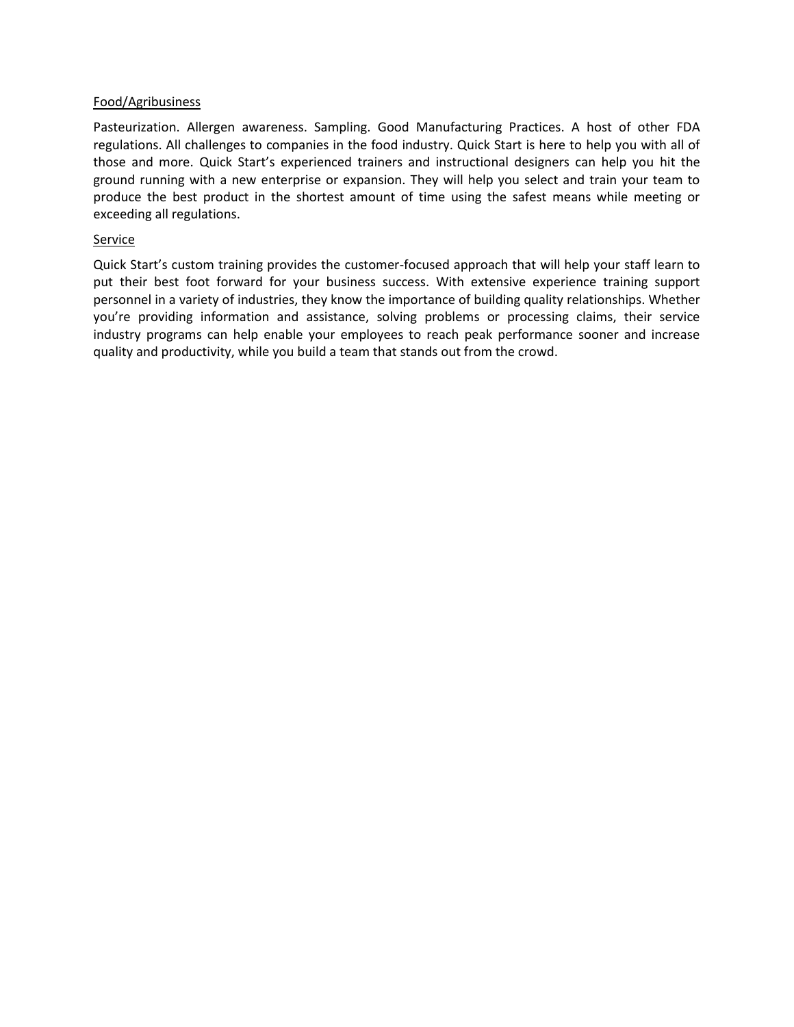## Food/Agribusiness

Pasteurization. Allergen awareness. Sampling. Good Manufacturing Practices. A host of other FDA regulations. All challenges to companies in the food industry. Quick Start is here to help you with all of those and more. Quick Start's experienced trainers and instructional designers can help you hit the ground running with a new enterprise or expansion. They will help you select and train your team to produce the best product in the shortest amount of time using the safest means while meeting or exceeding all regulations.

## Service

Quick Start's custom training provides the customer-focused approach that will help your staff learn to put their best foot forward for your business success. With extensive experience training support personnel in a variety of industries, they know the importance of building quality relationships. Whether you're providing information and assistance, solving problems or processing claims, their service industry programs can help enable your employees to reach peak performance sooner and increase quality and productivity, while you build a team that stands out from the crowd.